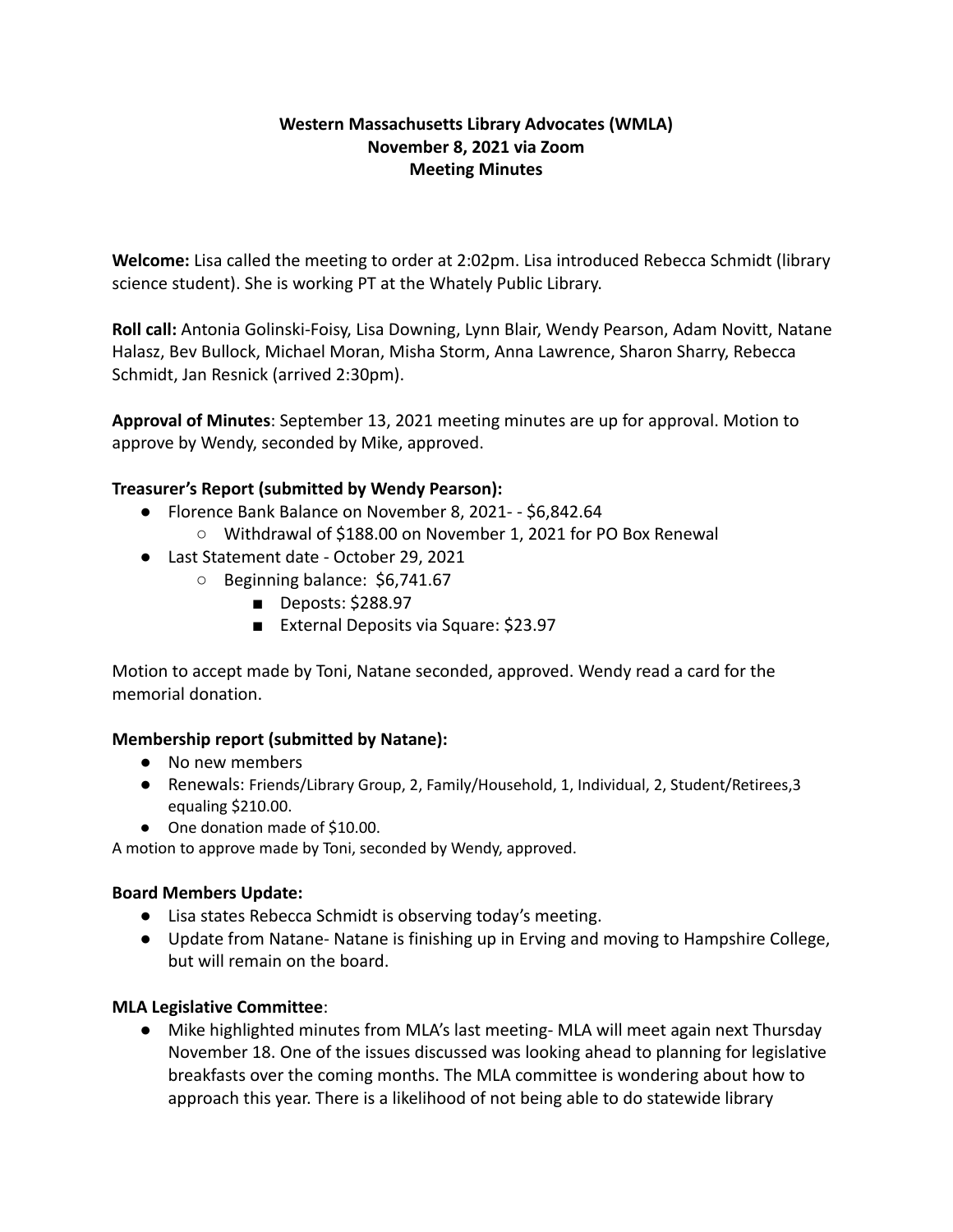**Western Massachusetts Library Advocates (WMLA)**
**November 8, 2021 via Zoom**
**Meeting Minutes**

**Welcome:** Lisa called the meeting to order at 2:02pm. Lisa introduced Rebecca Schmidt (library science student). She is working PT at the Whately Public Library.

**Roll call:** Antonia Golinski-Foisy, Lisa Downing, Lynn Blair, Wendy Pearson, Adam Novitt, Natane Halasz, Bev Bullock, Michael Moran, Misha Storm, Anna Lawrence, Sharon Sharry, Rebecca Schmidt, Jan Resnick (arrived 2:30pm).

**Approval of Minutes**: September 13, 2021 meeting minutes are up for approval. Motion to approve by Wendy, seconded by Mike, approved.

**Treasurer's Report (submitted by Wendy Pearson):**

- Florence Bank Balance on November 8, 2021- - $6,842.64
  - Withdrawal of $188.00 on November 1, 2021 for PO Box Renewal
- Last Statement date - October 29, 2021
  - Beginning balance: $6,741.67
    - Deposts: $288.97
    - External Deposits via Square: $23.97

Motion to accept made by Toni, Natane seconded, approved. Wendy read a card for the memorial donation.

**Membership report (submitted by Natane):**

- No new members
- Renewals: Friends/Library Group, 2, Family/Household, 1, Individual, 2, Student/Retirees,3 equaling $210.00.
- One donation made of $10.00.

A motion to approve made by Toni, seconded by Wendy, approved.

**Board Members Update:**

- Lisa states Rebecca Schmidt is observing today's meeting.
- Update from Natane- Natane is finishing up in Erving and moving to Hampshire College, but will remain on the board.

**MLA Legislative Committee**:

- Mike highlighted minutes from MLA's last meeting- MLA will meet again next Thursday November 18. One of the issues discussed was looking ahead to planning for legislative breakfasts over the coming months. The MLA committee is wondering about how to approach this year. There is a likelihood of not being able to do statewide library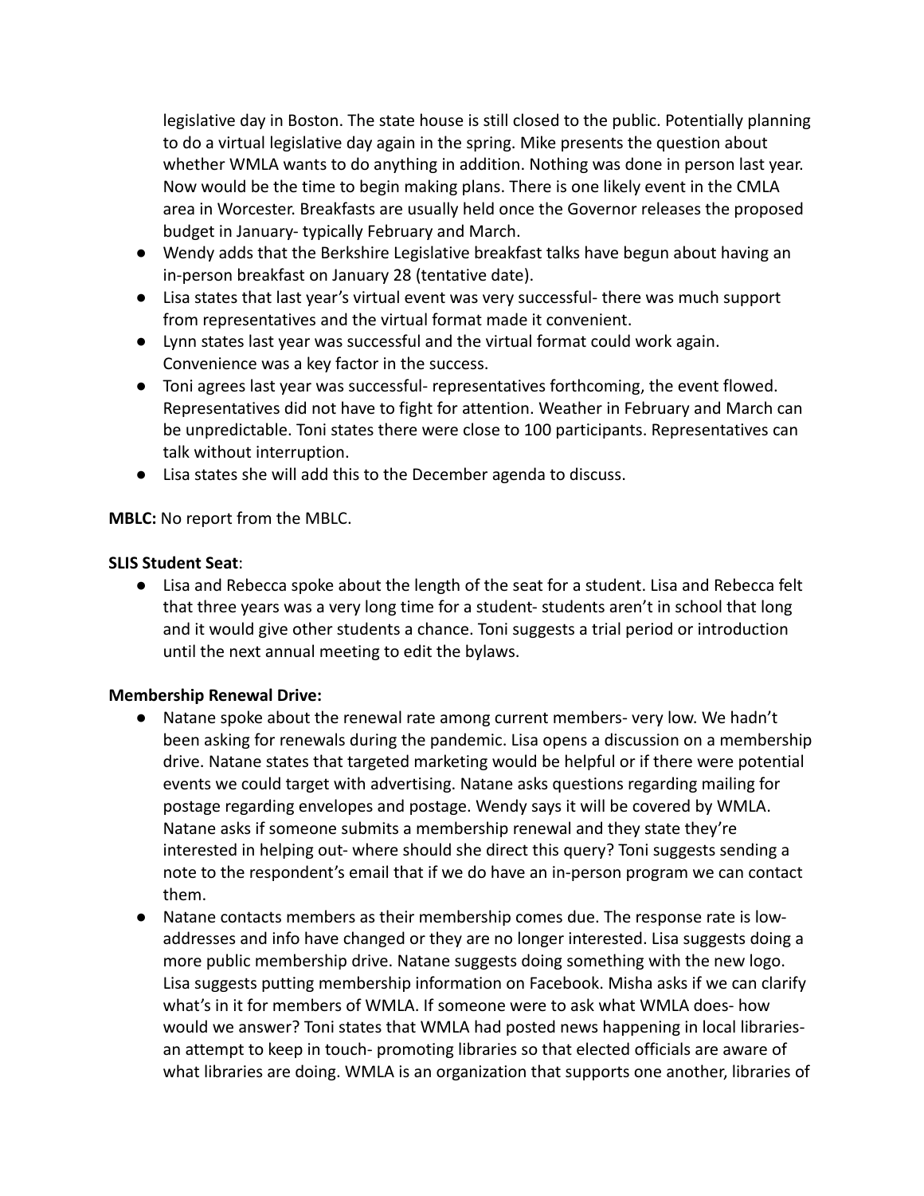legislative day in Boston. The state house is still closed to the public. Potentially planning to do a virtual legislative day again in the spring. Mike presents the question about whether WMLA wants to do anything in addition. Nothing was done in person last year. Now would be the time to begin making plans. There is one likely event in the CMLA area in Worcester. Breakfasts are usually held once the Governor releases the proposed budget in January- typically February and March.

- Wendy adds that the Berkshire Legislative breakfast talks have begun about having an in-person breakfast on January 28 (tentative date).
- Lisa states that last year's virtual event was very successful- there was much support from representatives and the virtual format made it convenient.
- Lynn states last year was successful and the virtual format could work again. Convenience was a key factor in the success.
- Toni agrees last year was successful- representatives forthcoming, the event flowed. Representatives did not have to fight for attention. Weather in February and March can be unpredictable. Toni states there were close to 100 participants. Representatives can talk without interruption.
- Lisa states she will add this to the December agenda to discuss.

**MBLC:** No report from the MBLC.

**SLIS Student Seat**:

- Lisa and Rebecca spoke about the length of the seat for a student. Lisa and Rebecca felt that three years was a very long time for a student- students aren't in school that long and it would give other students a chance. Toni suggests a trial period or introduction until the next annual meeting to edit the bylaws.

**Membership Renewal Drive:**

- Natane spoke about the renewal rate among current members- very low. We hadn't been asking for renewals during the pandemic. Lisa opens a discussion on a membership drive. Natane states that targeted marketing would be helpful or if there were potential events we could target with advertising. Natane asks questions regarding mailing for postage regarding envelopes and postage. Wendy says it will be covered by WMLA. Natane asks if someone submits a membership renewal and they state they're interested in helping out- where should she direct this query? Toni suggests sending a note to the respondent's email that if we do have an in-person program we can contact them.
- Natane contacts members as their membership comes due. The response rate is low- addresses and info have changed or they are no longer interested. Lisa suggests doing a more public membership drive. Natane suggests doing something with the new logo. Lisa suggests putting membership information on Facebook. Misha asks if we can clarify what's in it for members of WMLA. If someone were to ask what WMLA does- how would we answer? Toni states that WMLA had posted news happening in local libraries- an attempt to keep in touch- promoting libraries so that elected officials are aware of what libraries are doing. WMLA is an organization that supports one another, libraries of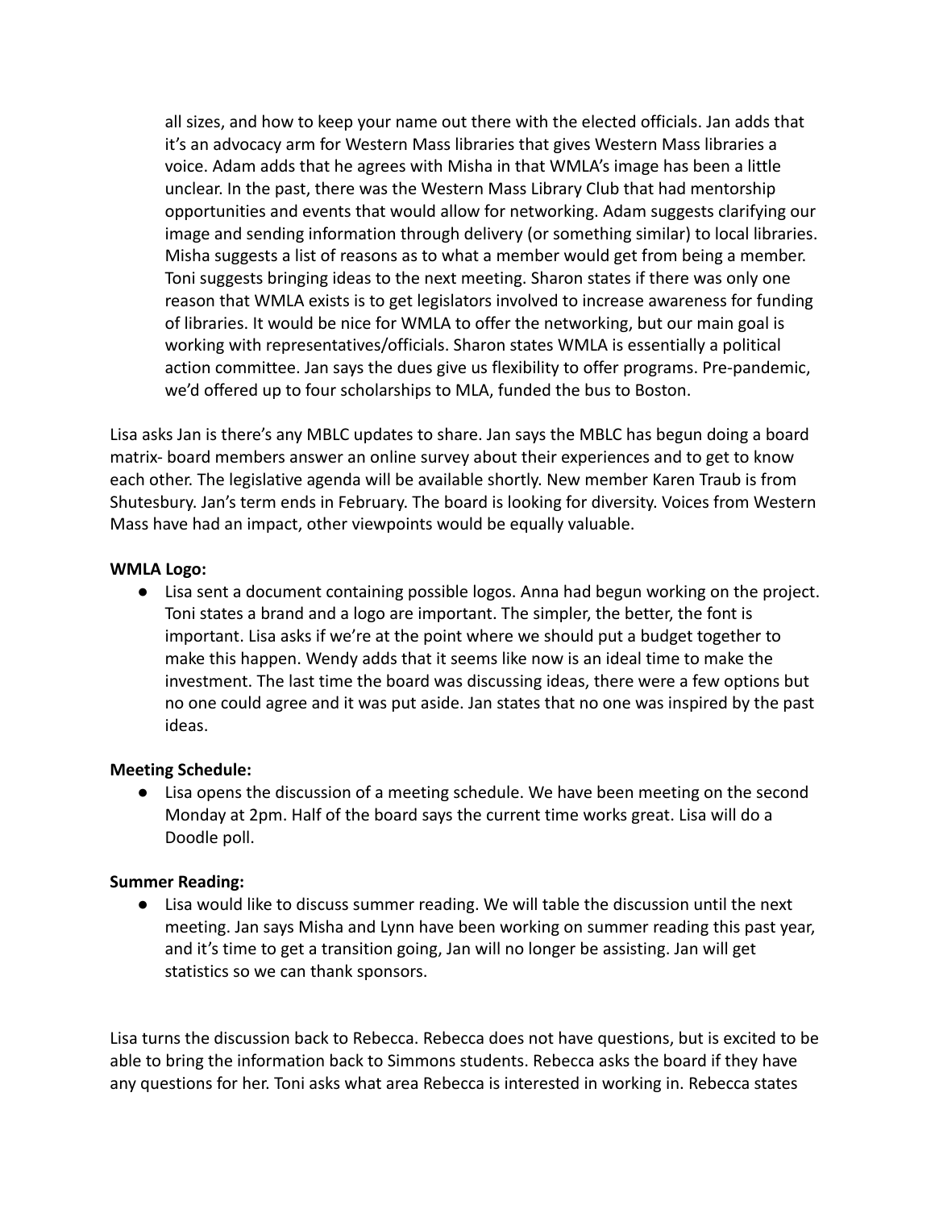all sizes, and how to keep your name out there with the elected officials. Jan adds that it's an advocacy arm for Western Mass libraries that gives Western Mass libraries a voice. Adam adds that he agrees with Misha in that WMLA's image has been a little unclear. In the past, there was the Western Mass Library Club that had mentorship opportunities and events that would allow for networking. Adam suggests clarifying our image and sending information through delivery (or something similar) to local libraries. Misha suggests a list of reasons as to what a member would get from being a member. Toni suggests bringing ideas to the next meeting. Sharon states if there was only one reason that WMLA exists is to get legislators involved to increase awareness for funding of libraries. It would be nice for WMLA to offer the networking, but our main goal is working with representatives/officials. Sharon states WMLA is essentially a political action committee. Jan says the dues give us flexibility to offer programs. Pre-pandemic, we'd offered up to four scholarships to MLA, funded the bus to Boston.

Lisa asks Jan is there's any MBLC updates to share. Jan says the MBLC has begun doing a board matrix- board members answer an online survey about their experiences and to get to know each other. The legislative agenda will be available shortly. New member Karen Traub is from Shutesbury. Jan's term ends in February. The board is looking for diversity. Voices from Western Mass have had an impact, other viewpoints would be equally valuable.

**WMLA Logo:**

- Lisa sent a document containing possible logos. Anna had begun working on the project. Toni states a brand and a logo are important. The simpler, the better, the font is important. Lisa asks if we're at the point where we should put a budget together to make this happen. Wendy adds that it seems like now is an ideal time to make the investment. The last time the board was discussing ideas, there were a few options but no one could agree and it was put aside. Jan states that no one was inspired by the past ideas.

**Meeting Schedule:**

- Lisa opens the discussion of a meeting schedule. We have been meeting on the second Monday at 2pm. Half of the board says the current time works great. Lisa will do a Doodle poll.

**Summer Reading:**

- Lisa would like to discuss summer reading. We will table the discussion until the next meeting. Jan says Misha and Lynn have been working on summer reading this past year, and it's time to get a transition going, Jan will no longer be assisting. Jan will get statistics so we can thank sponsors.

Lisa turns the discussion back to Rebecca. Rebecca does not have questions, but is excited to be able to bring the information back to Simmons students. Rebecca asks the board if they have any questions for her. Toni asks what area Rebecca is interested in working in. Rebecca states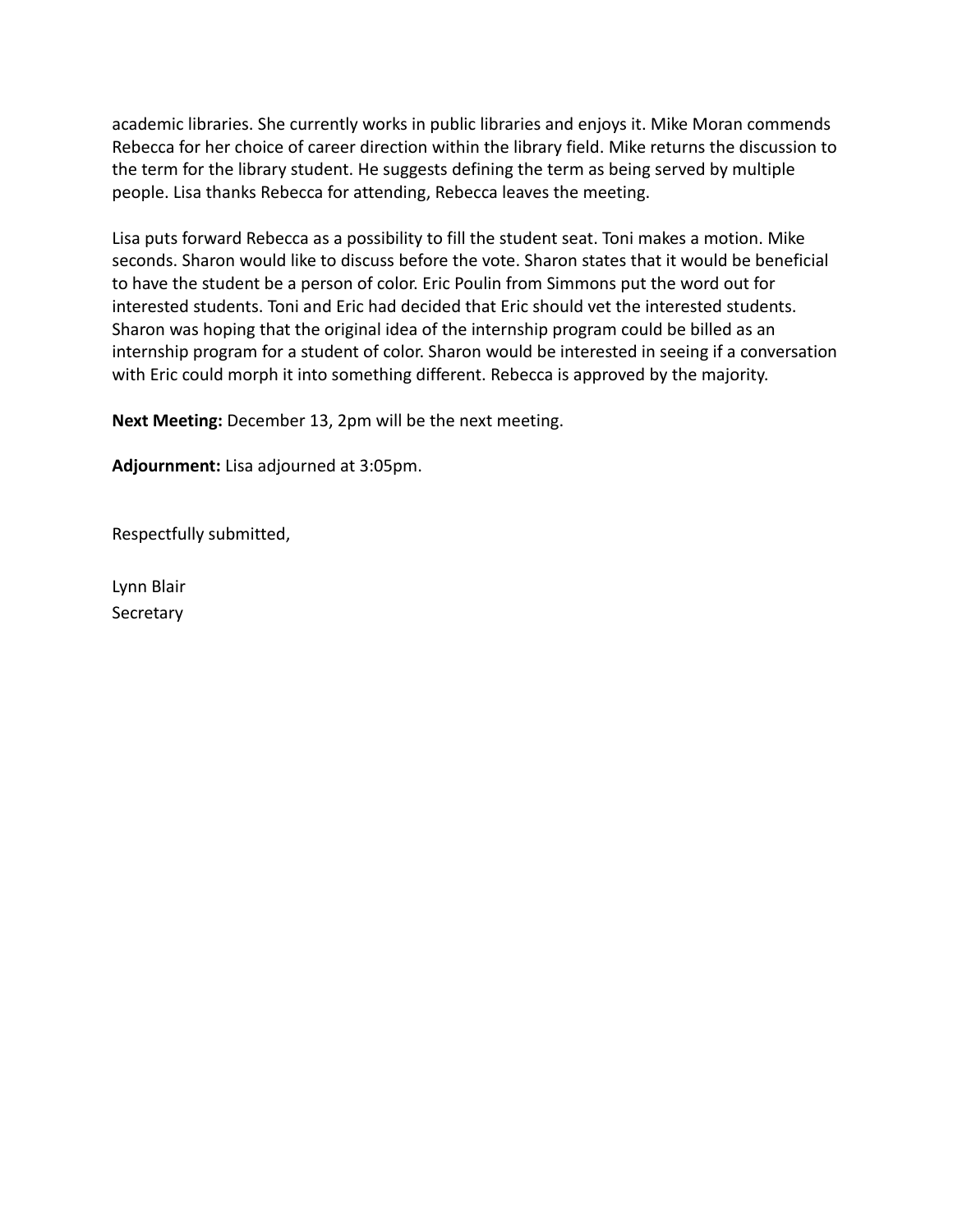academic libraries. She currently works in public libraries and enjoys it. Mike Moran commends Rebecca for her choice of career direction within the library field. Mike returns the discussion to the term for the library student. He suggests defining the term as being served by multiple people. Lisa thanks Rebecca for attending, Rebecca leaves the meeting.

Lisa puts forward Rebecca as a possibility to fill the student seat. Toni makes a motion. Mike seconds. Sharon would like to discuss before the vote. Sharon states that it would be beneficial to have the student be a person of color. Eric Poulin from Simmons put the word out for interested students. Toni and Eric had decided that Eric should vet the interested students. Sharon was hoping that the original idea of the internship program could be billed as an internship program for a student of color. Sharon would be interested in seeing if a conversation with Eric could morph it into something different. Rebecca is approved by the majority.

**Next Meeting:** December 13, 2pm will be the next meeting.

**Adjournment:** Lisa adjourned at 3:05pm.

Respectfully submitted,

Lynn Blair
Secretary